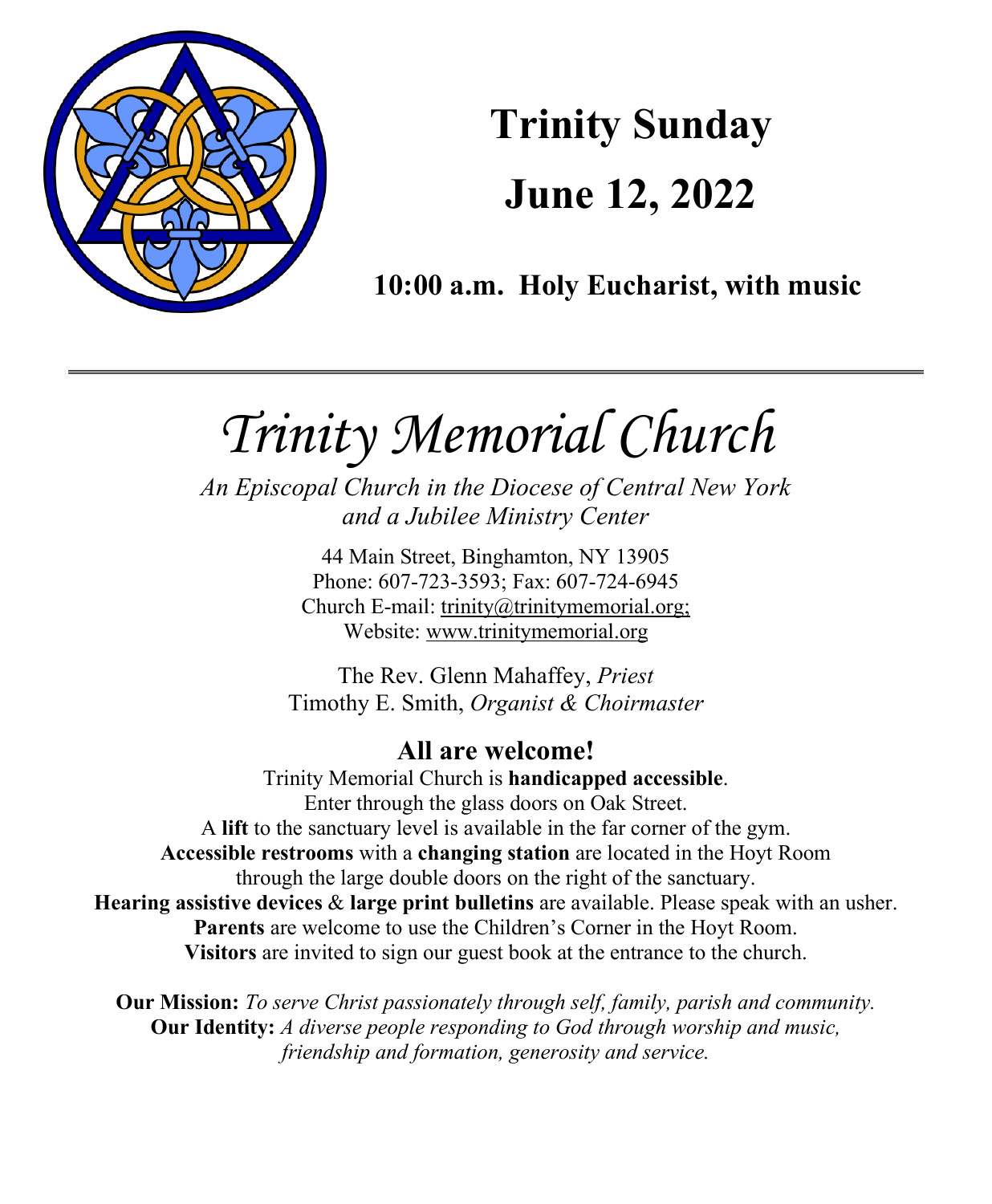# Trinity Sunday

# June 12, 2022

**10:00 a.m. Holy Eucharist, with music**

---

# *Trinity Memorial Church*

*An Episcopal Church in the Diocese of Central New York*
*and a Jubilee Ministry Center*

44 Main Street, Binghamton, NY 13905
Phone: 607-723-3593; Fax: 607-724-6945
Church E-mail: trinity@trinitymemorial.org;
Website: www.trinitymemorial.org

The Rev. Glenn Mahaffey, *Priest*
Timothy E. Smith, *Organist & Choirmaster*

## All are welcome!

Trinity Memorial Church is **handicapped accessible**.
Enter through the glass doors on Oak Street.
A **lift** to the sanctuary level is available in the far corner of the gym.
**Accessible restrooms** with a **changing station** are located in the Hoyt Room through the large double doors on the right of the sanctuary.
**Hearing assistive devices** & **large print bulletins** are available. Please speak with an usher.
**Parents** are welcome to use the Children's Corner in the Hoyt Room.
**Visitors** are invited to sign our guest book at the entrance to the church.

**Our Mission:** *To serve Christ passionately through self, family, parish and community.*
**Our Identity:** *A diverse people responding to God through worship and music, friendship and formation, generosity and service.*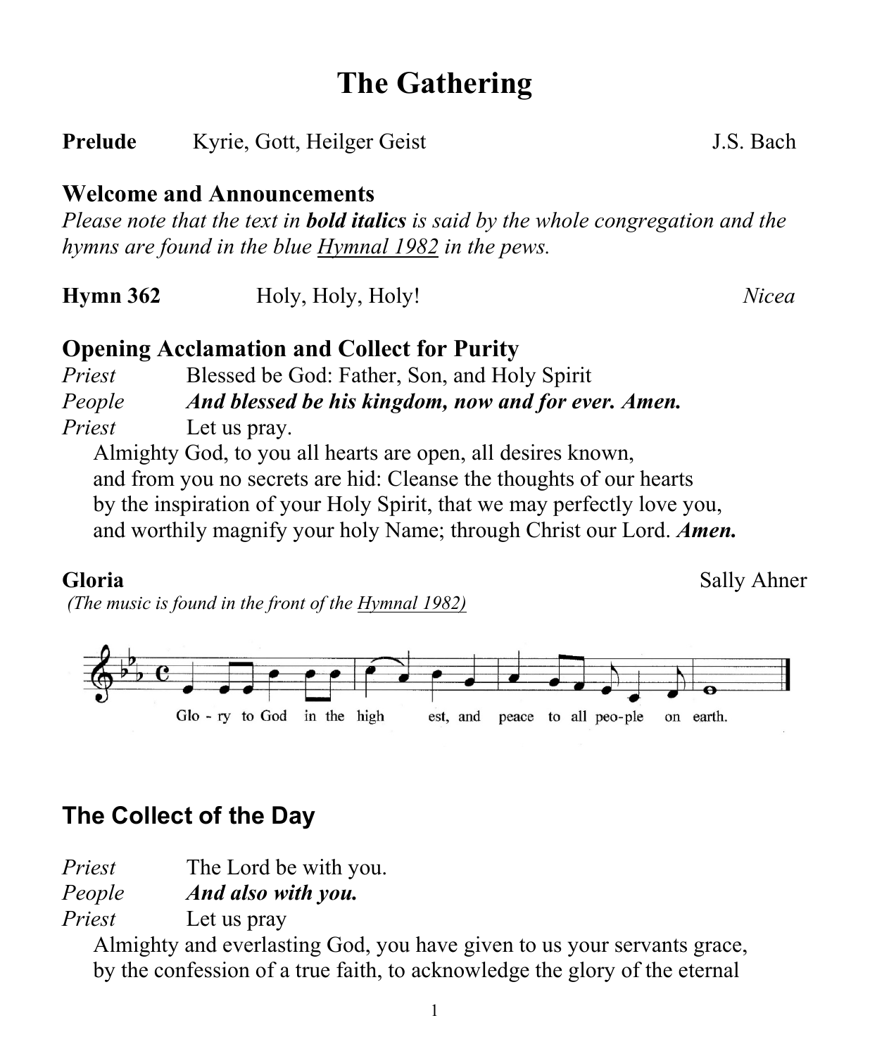# The Gathering

**Prelude** Kyrie, Gott, Heilger Geist J.S. Bach

## Welcome and Announcements

*Please note that the text in* ***bold italics*** *is said by the whole congregation and the hymns are found in the blue Hymnal 1982 in the pews.*

**Hymn 362** Holy, Holy, Holy! *Nicea*

## Opening Acclamation and Collect for Purity

*Priest* Blessed be God: Father, Son, and Holy Spirit
*People* ***And blessed be his kingdom, now and for ever. Amen.***
*Priest* Let us pray.
Almighty God, to you all hearts are open, all desires known, and from you no secrets are hid: Cleanse the thoughts of our hearts by the inspiration of your Holy Spirit, that we may perfectly love you, and worthily magnify your holy Name; through Christ our Lord. ***Amen.***

**Gloria** Sally Ahner
*(The music is found in the front of the Hymnal 1982)*

Glo - ry to God in the high est, and peace to all peo-ple on earth.

## The Collect of the Day

*Priest* The Lord be with you.
*People* ***And also with you.***
*Priest* Let us pray
Almighty and everlasting God, you have given to us your servants grace, by the confession of a true faith, to acknowledge the glory of the eternal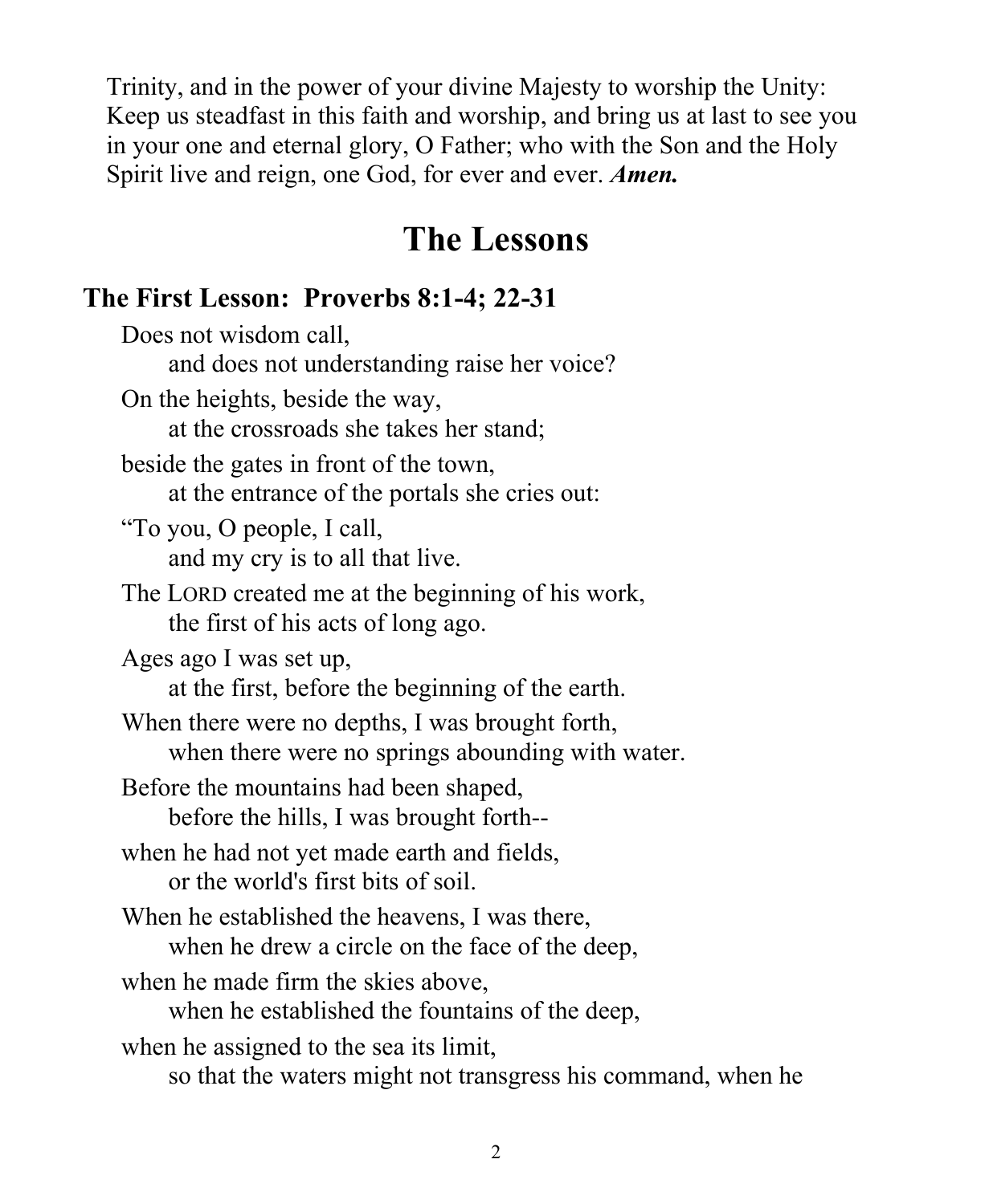Trinity, and in the power of your divine Majesty to worship the Unity: Keep us steadfast in this faith and worship, and bring us at last to see you in your one and eternal glory, O Father; who with the Son and the Holy Spirit live and reign, one God, for ever and ever. ***Amen.***

# The Lessons

## The First Lesson: Proverbs 8:1-4; 22-31

Does not wisdom call,
&nbsp;&nbsp;&nbsp;&nbsp;and does not understanding raise her voice?
On the heights, beside the way,
&nbsp;&nbsp;&nbsp;&nbsp;at the crossroads she takes her stand;
beside the gates in front of the town,
&nbsp;&nbsp;&nbsp;&nbsp;at the entrance of the portals she cries out:
"To you, O people, I call,
&nbsp;&nbsp;&nbsp;&nbsp;and my cry is to all that live.
The LORD created me at the beginning of his work,
&nbsp;&nbsp;&nbsp;&nbsp;the first of his acts of long ago.
Ages ago I was set up,
&nbsp;&nbsp;&nbsp;&nbsp;at the first, before the beginning of the earth.
When there were no depths, I was brought forth,
&nbsp;&nbsp;&nbsp;&nbsp;when there were no springs abounding with water.
Before the mountains had been shaped,
&nbsp;&nbsp;&nbsp;&nbsp;before the hills, I was brought forth--
when he had not yet made earth and fields,
&nbsp;&nbsp;&nbsp;&nbsp;or the world's first bits of soil.
When he established the heavens, I was there,
&nbsp;&nbsp;&nbsp;&nbsp;when he drew a circle on the face of the deep,
when he made firm the skies above,
&nbsp;&nbsp;&nbsp;&nbsp;when he established the fountains of the deep,
when he assigned to the sea its limit,
&nbsp;&nbsp;&nbsp;&nbsp;so that the waters might not transgress his command, when he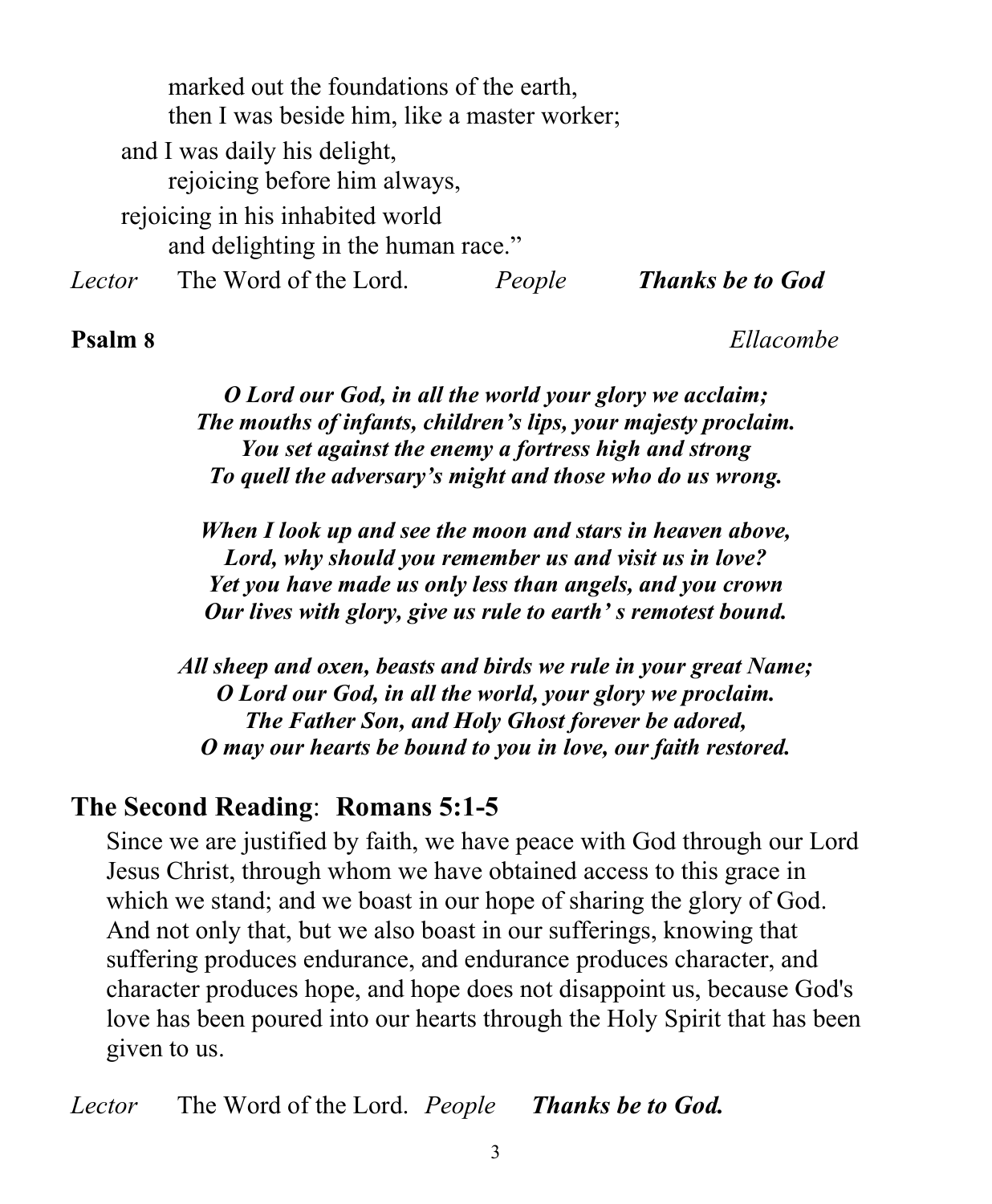marked out the foundations of the earth,
then I was beside him, like a master worker;

and I was daily his delight,
rejoicing before him always,

rejoicing in his inhabited world
and delighting in the human race."

*Lector* The Word of the Lord. *People* ***Thanks be to God***

**Psalm 8** *Ellacombe*

***O Lord our God, in all the world your glory we acclaim;***
***The mouths of infants, children's lips, your majesty proclaim.***
***You set against the enemy a fortress high and strong***
***To quell the adversary's might and those who do us wrong.***

***When I look up and see the moon and stars in heaven above,***
***Lord, why should you remember us and visit us in love?***
***Yet you have made us only less than angels, and you crown***
***Our lives with glory, give us rule to earth' s remotest bound.***

***All sheep and oxen, beasts and birds we rule in your great Name;***
***O Lord our God, in all the world, your glory we proclaim.***
***The Father Son, and Holy Ghost forever be adored,***
***O may our hearts be bound to you in love, our faith restored.***

## **The Second Reading**: **Romans 5:1-5**

Since we are justified by faith, we have peace with God through our Lord Jesus Christ, through whom we have obtained access to this grace in which we stand; and we boast in our hope of sharing the glory of God. And not only that, but we also boast in our sufferings, knowing that suffering produces endurance, and endurance produces character, and character produces hope, and hope does not disappoint us, because God's love has been poured into our hearts through the Holy Spirit that has been given to us.

*Lector* The Word of the Lord. *People* ***Thanks be to God.***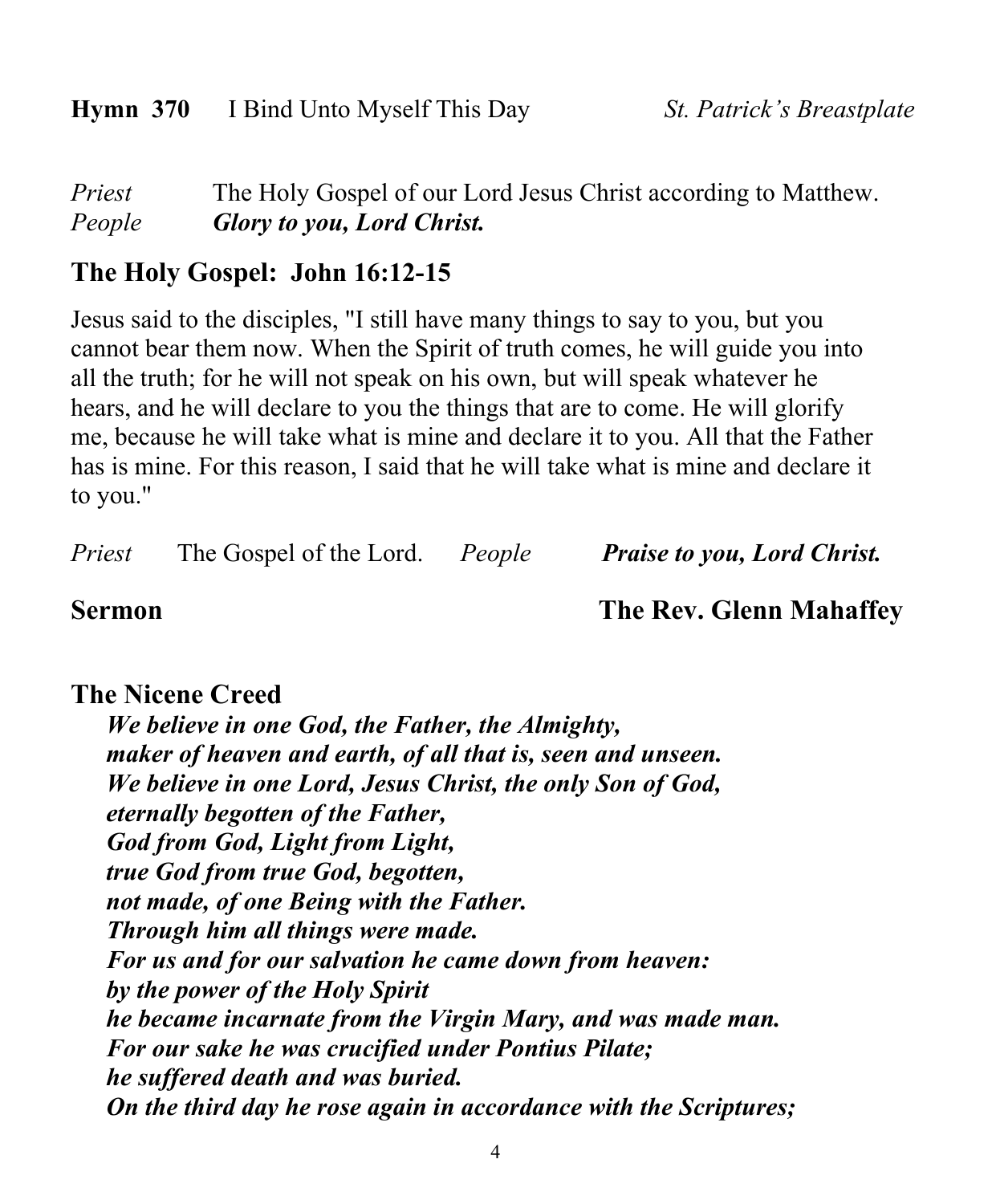**Hymn 370** I Bind Unto Myself This Day *St. Patrick's Breastplate*

*Priest* The Holy Gospel of our Lord Jesus Christ according to Matthew.
*People* ***Glory to you, Lord Christ.***

## The Holy Gospel: John 16:12-15

Jesus said to the disciples, "I still have many things to say to you, but you cannot bear them now. When the Spirit of truth comes, he will guide you into all the truth; for he will not speak on his own, but will speak whatever he hears, and he will declare to you the things that are to come. He will glorify me, because he will take what is mine and declare it to you. All that the Father has is mine. For this reason, I said that he will take what is mine and declare it to you."

*Priest* The Gospel of the Lord. *People* ***Praise to you, Lord Christ.***

## Sermon The Rev. Glenn Mahaffey

## The Nicene Creed

***We believe in one God, the Father, the Almighty,***
***maker of heaven and earth, of all that is, seen and unseen.***
***We believe in one Lord, Jesus Christ, the only Son of God,***
***eternally begotten of the Father,***
***God from God, Light from Light,***
***true God from true God, begotten,***
***not made, of one Being with the Father.***
***Through him all things were made.***
***For us and for our salvation he came down from heaven:***
***by the power of the Holy Spirit***
***he became incarnate from the Virgin Mary, and was made man.***
***For our sake he was crucified under Pontius Pilate;***
***he suffered death and was buried.***
***On the third day he rose again in accordance with the Scriptures;***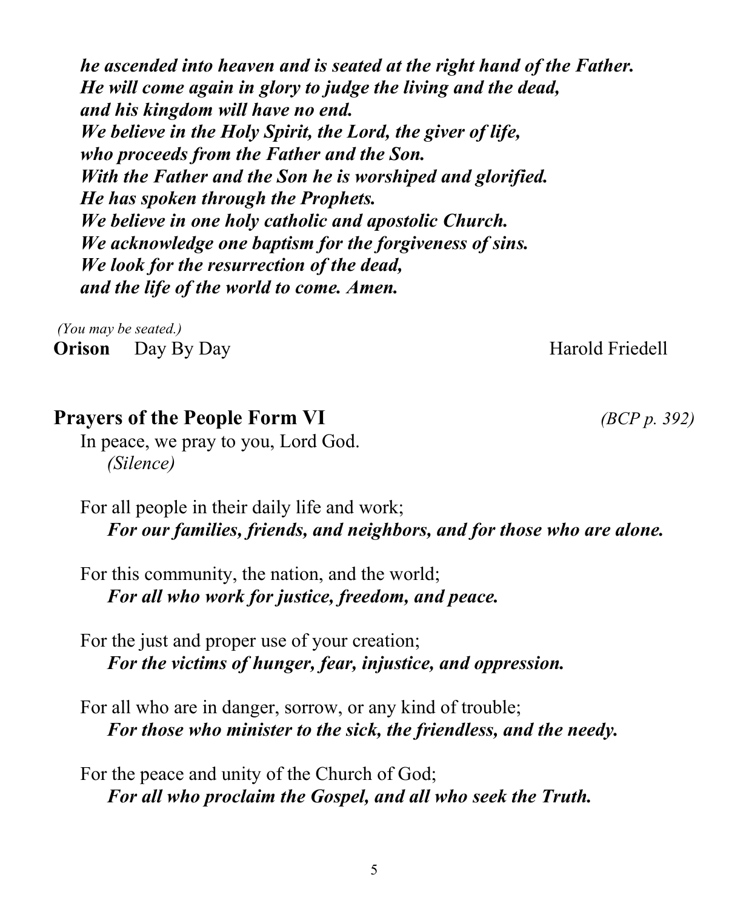***he ascended into heaven and is seated at the right hand of the Father.***
***He will come again in glory to judge the living and the dead,***
***and his kingdom will have no end.***
***We believe in the Holy Spirit, the Lord, the giver of life,***
***who proceeds from the Father and the Son.***
***With the Father and the Son he is worshiped and glorified.***
***He has spoken through the Prophets.***
***We believe in one holy catholic and apostolic Church.***
***We acknowledge one baptism for the forgiveness of sins.***
***We look for the resurrection of the dead,***
***and the life of the world to come. Amen.***

*(You may be seated.)*

**Orison** Day By Day Harold Friedell

## Prayers of the People Form VI *(BCP p. 392)*

In peace, we pray to you, Lord God.
*(Silence)*

For all people in their daily life and work;
***For our families, friends, and neighbors, and for those who are alone.***

For this community, the nation, and the world;
***For all who work for justice, freedom, and peace.***

For the just and proper use of your creation;
***For the victims of hunger, fear, injustice, and oppression.***

For all who are in danger, sorrow, or any kind of trouble;
***For those who minister to the sick, the friendless, and the needy.***

For the peace and unity of the Church of God;
***For all who proclaim the Gospel, and all who seek the Truth.***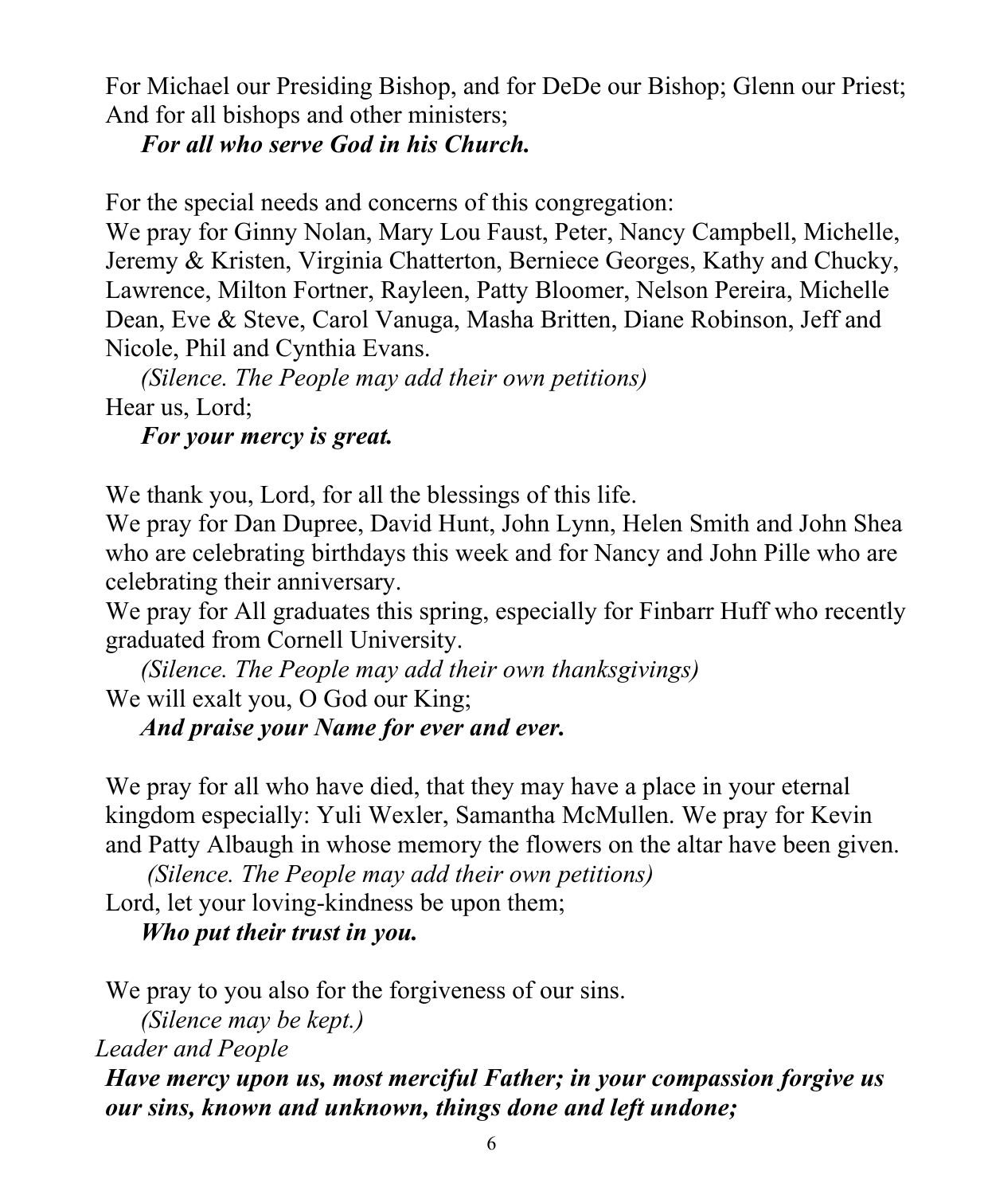For Michael our Presiding Bishop, and for DeDe our Bishop; Glenn our Priest; And for all bishops and other ministers;

***For all who serve God in his Church.***

For the special needs and concerns of this congregation:
We pray for Ginny Nolan, Mary Lou Faust, Peter, Nancy Campbell, Michelle, Jeremy & Kristen, Virginia Chatterton, Berniece Georges, Kathy and Chucky, Lawrence, Milton Fortner, Rayleen, Patty Bloomer, Nelson Pereira, Michelle Dean, Eve & Steve, Carol Vanuga, Masha Britten, Diane Robinson, Jeff and Nicole, Phil and Cynthia Evans.

*(Silence. The People may add their own petitions)*

Hear us, Lord;

***For your mercy is great.***

We thank you, Lord, for all the blessings of this life.
We pray for Dan Dupree, David Hunt, John Lynn, Helen Smith and John Shea who are celebrating birthdays this week and for Nancy and John Pille who are celebrating their anniversary.
We pray for All graduates this spring, especially for Finbarr Huff who recently graduated from Cornell University.

*(Silence. The People may add their own thanksgivings)*

We will exalt you, O God our King;

***And praise your Name for ever and ever.***

We pray for all who have died, that they may have a place in your eternal kingdom especially: Yuli Wexler, Samantha McMullen. We pray for Kevin and Patty Albaugh in whose memory the flowers on the altar have been given.

*(Silence. The People may add their own petitions)*

Lord, let your loving-kindness be upon them;

***Who put their trust in you.***

We pray to you also for the forgiveness of our sins.

*(Silence may be kept.)*

*Leader and People*

***Have mercy upon us, most merciful Father; in your compassion forgive us our sins, known and unknown, things done and left undone;***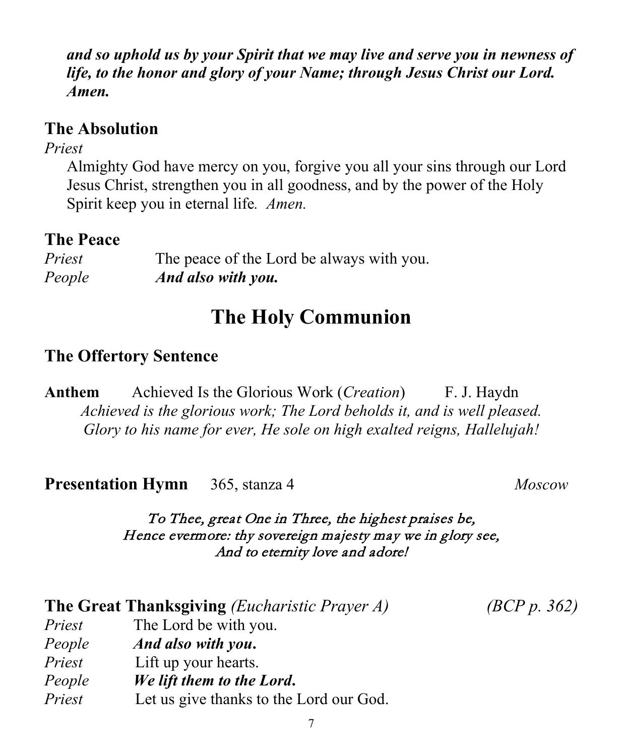***and so uphold us by your Spirit that we may live and serve you in newness of life, to the honor and glory of your Name; through Jesus Christ our Lord. Amen.***

### The Absolution

*Priest*

Almighty God have mercy on you, forgive you all your sins through our Lord Jesus Christ, strengthen you in all goodness, and by the power of the Holy Spirit keep you in eternal life. *Amen.*

### The Peace

*Priest* The peace of the Lord be always with you.
*People* ***And also with you.***

## The Holy Communion

### The Offertory Sentence

**Anthem** Achieved Is the Glorious Work (*Creation*) F. J. Haydn

*Achieved is the glorious work; The Lord beholds it, and is well pleased.*
*Glory to his name for ever, He sole on high exalted reigns, Hallelujah!*

**Presentation Hymn** 365, stanza 4 *Moscow*

*To Thee, great One in Three, the highest praises be,*
*Hence evermore: thy sovereign majesty may we in glory see,*
*And to eternity love and adore!*

### The Great Thanksgiving *(Eucharistic Prayer A)* *(BCP p. 362)*

*Priest* The Lord be with you.
*People* ***And also with you.***
*Priest* Lift up your hearts.
*People* ***We lift them to the Lord.***
*Priest* Let us give thanks to the Lord our God.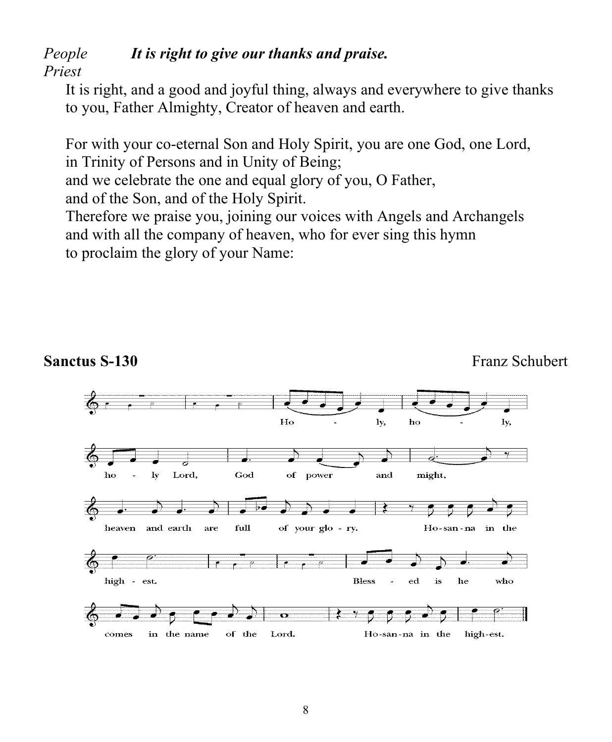*People* ***It is right to give our thanks and praise.***

*Priest*

It is right, and a good and joyful thing, always and everywhere to give thanks to you, Father Almighty, Creator of heaven and earth.

For with your co-eternal Son and Holy Spirit, you are one God, one Lord, in Trinity of Persons and in Unity of Being;
and we celebrate the one and equal glory of you, O Father,
and of the Son, and of the Holy Spirit.
Therefore we praise you, joining our voices with Angels and Archangels and with all the company of heaven, who for ever sing this hymn to proclaim the glory of your Name:

**Sanctus S-130** Franz Schubert

Holy, holy, holy Lord, God of power and might,
heaven and earth are full of your glory. Hosanna in the highest.
Blessed is he who comes in the name of the Lord. Hosanna in the highest.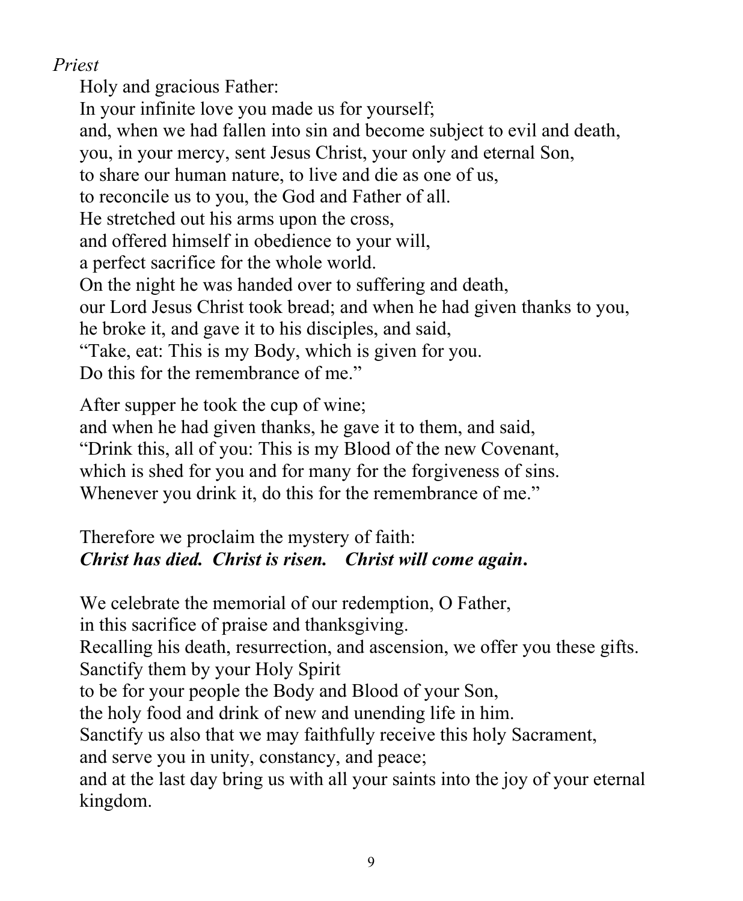*Priest*

Holy and gracious Father:
In your infinite love you made us for yourself;
and, when we had fallen into sin and become subject to evil and death,
you, in your mercy, sent Jesus Christ, your only and eternal Son,
to share our human nature, to live and die as one of us,
to reconcile us to you, the God and Father of all.
He stretched out his arms upon the cross,
and offered himself in obedience to your will,
a perfect sacrifice for the whole world.
On the night he was handed over to suffering and death,
our Lord Jesus Christ took bread; and when he had given thanks to you,
he broke it, and gave it to his disciples, and said,
"Take, eat: This is my Body, which is given for you.
Do this for the remembrance of me."

After supper he took the cup of wine;
and when he had given thanks, he gave it to them, and said,
"Drink this, all of you: This is my Blood of the new Covenant,
which is shed for you and for many for the forgiveness of sins.
Whenever you drink it, do this for the remembrance of me."

Therefore we proclaim the mystery of faith:
***Christ has died. Christ is risen. Christ will come again.***

We celebrate the memorial of our redemption, O Father,
in this sacrifice of praise and thanksgiving.
Recalling his death, resurrection, and ascension, we offer you these gifts.
Sanctify them by your Holy Spirit
to be for your people the Body and Blood of your Son,
the holy food and drink of new and unending life in him.
Sanctify us also that we may faithfully receive this holy Sacrament,
and serve you in unity, constancy, and peace;
and at the last day bring us with all your saints into the joy of your eternal kingdom.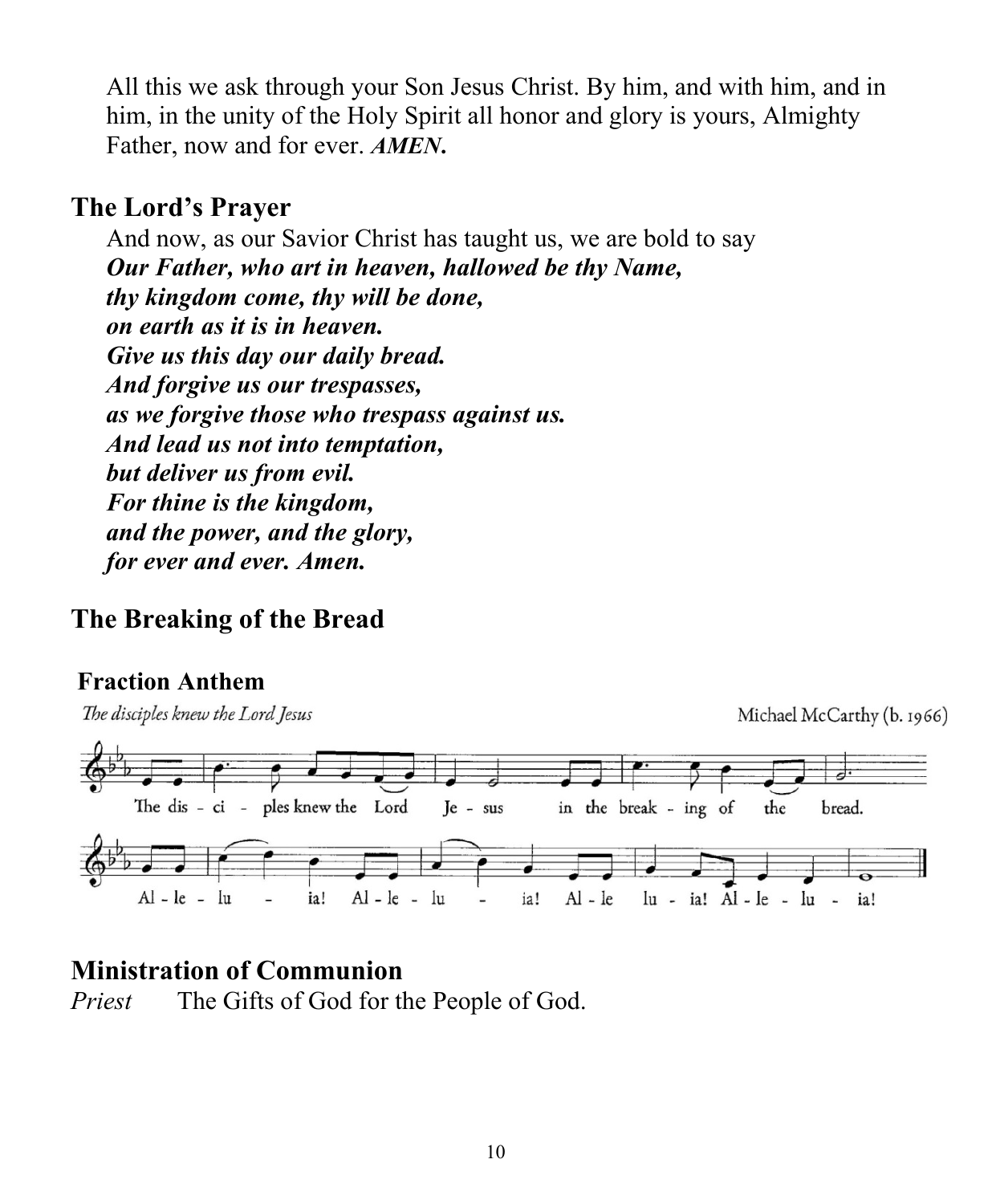All this we ask through your Son Jesus Christ. By him, and with him, and in him, in the unity of the Holy Spirit all honor and glory is yours, Almighty Father, now and for ever. ***AMEN.***

## The Lord's Prayer

And now, as our Savior Christ has taught us, we are bold to say
***Our Father, who art in heaven, hallowed be thy Name,***
***thy kingdom come, thy will be done,***
***on earth as it is in heaven.***
***Give us this day our daily bread.***
***And forgive us our trespasses,***
***as we forgive those who trespass against us.***
***And lead us not into temptation,***
***but deliver us from evil.***
***For thine is the kingdom,***
***and the power, and the glory,***
***for ever and ever. Amen.***

## The Breaking of the Bread

### Fraction Anthem

*The disciples knew the Lord Jesus* — Michael McCarthy (b. 1966)

The dis - ci - ples knew the Lord Je - sus in the break - ing of the bread.

Al - le - lu - ia! Al - le - lu - ia! Al - le lu - ia! Al - le - lu - ia!

## Ministration of Communion

*Priest* The Gifts of God for the People of God.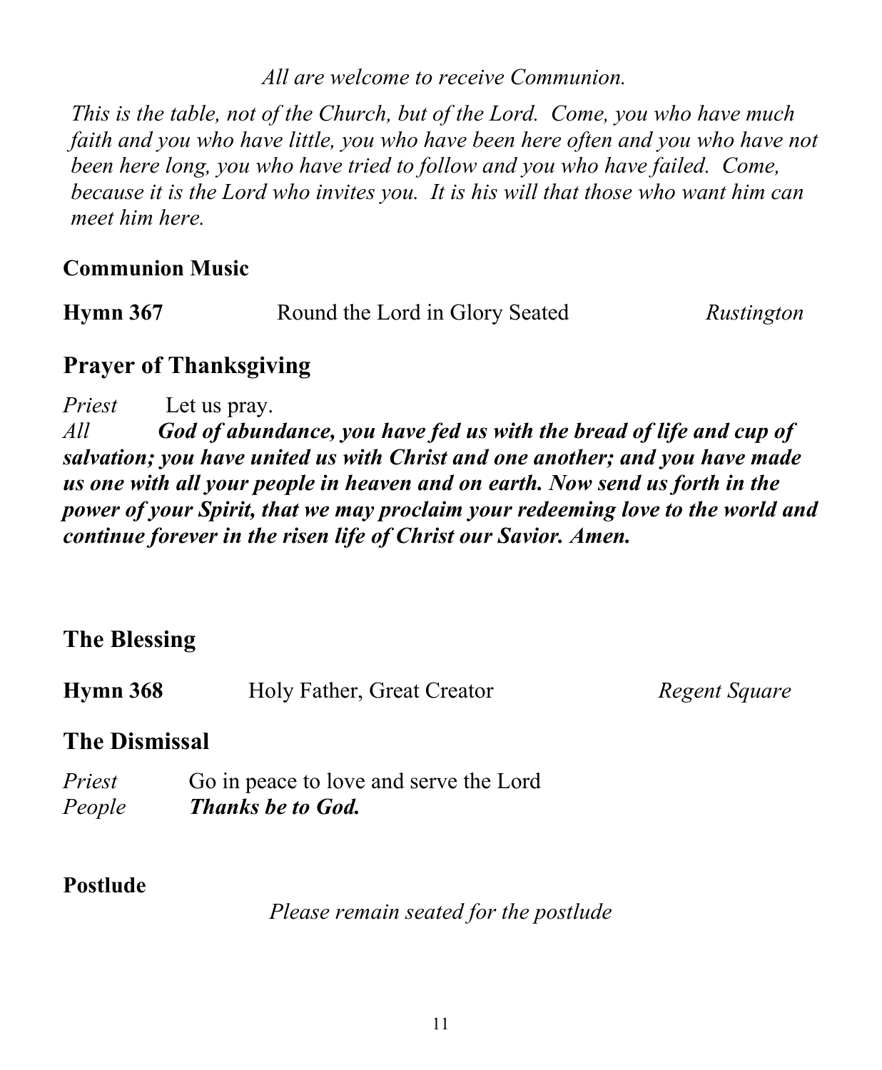*All are welcome to receive Communion.*

*This is the table, not of the Church, but of the Lord. Come, you who have much faith and you who have little, you who have been here often and you who have not been here long, you who have tried to follow and you who have failed. Come, because it is the Lord who invites you. It is his will that those who want him can meet him here.*

**Communion Music**

**Hymn 367** Round the Lord in Glory Seated *Rustington*

## Prayer of Thanksgiving

*Priest* Let us pray.
*All* ***God of abundance, you have fed us with the bread of life and cup of salvation; you have united us with Christ and one another; and you have made us one with all your people in heaven and on earth. Now send us forth in the power of your Spirit, that we may proclaim your redeeming love to the world and continue forever in the risen life of Christ our Savior. Amen.***

## The Blessing

**Hymn 368** Holy Father, Great Creator *Regent Square*

## The Dismissal

*Priest* Go in peace to love and serve the Lord
*People* ***Thanks be to God.***

**Postlude**

*Please remain seated for the postlude*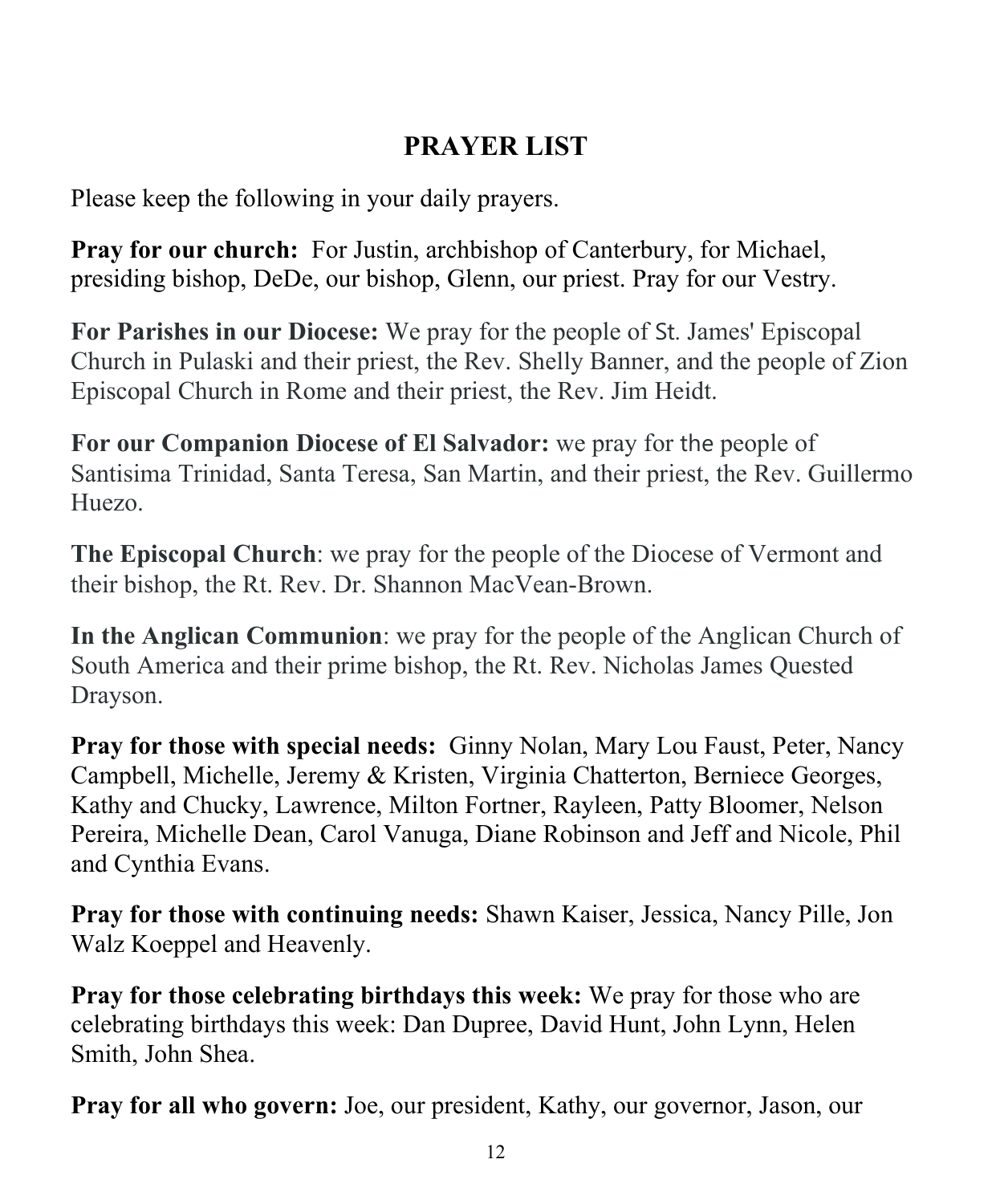## PRAYER LIST

Please keep the following in your daily prayers.

**Pray for our church:** For Justin, archbishop of Canterbury, for Michael, presiding bishop, DeDe, our bishop, Glenn, our priest. Pray for our Vestry.

**For Parishes in our Diocese:** We pray for the people of St. James' Episcopal Church in Pulaski and their priest, the Rev. Shelly Banner, and the people of Zion Episcopal Church in Rome and their priest, the Rev. Jim Heidt.

**For our Companion Diocese of El Salvador:** we pray for the people of Santisima Trinidad, Santa Teresa, San Martin, and their priest, the Rev. Guillermo Huezo.

**The Episcopal Church**: we pray for the people of the Diocese of Vermont and their bishop, the Rt. Rev. Dr. Shannon MacVean-Brown.

**In the Anglican Communion**: we pray for the people of the Anglican Church of South America and their prime bishop, the Rt. Rev. Nicholas James Quested Drayson.

**Pray for those with special needs:** Ginny Nolan, Mary Lou Faust, Peter, Nancy Campbell, Michelle, Jeremy & Kristen, Virginia Chatterton, Berniece Georges, Kathy and Chucky, Lawrence, Milton Fortner, Rayleen, Patty Bloomer, Nelson Pereira, Michelle Dean, Carol Vanuga, Diane Robinson and Jeff and Nicole, Phil and Cynthia Evans.

**Pray for those with continuing needs:** Shawn Kaiser, Jessica, Nancy Pille, Jon Walz Koeppel and Heavenly.

**Pray for those celebrating birthdays this week:** We pray for those who are celebrating birthdays this week: Dan Dupree, David Hunt, John Lynn, Helen Smith, John Shea.

**Pray for all who govern:** Joe, our president, Kathy, our governor, Jason, our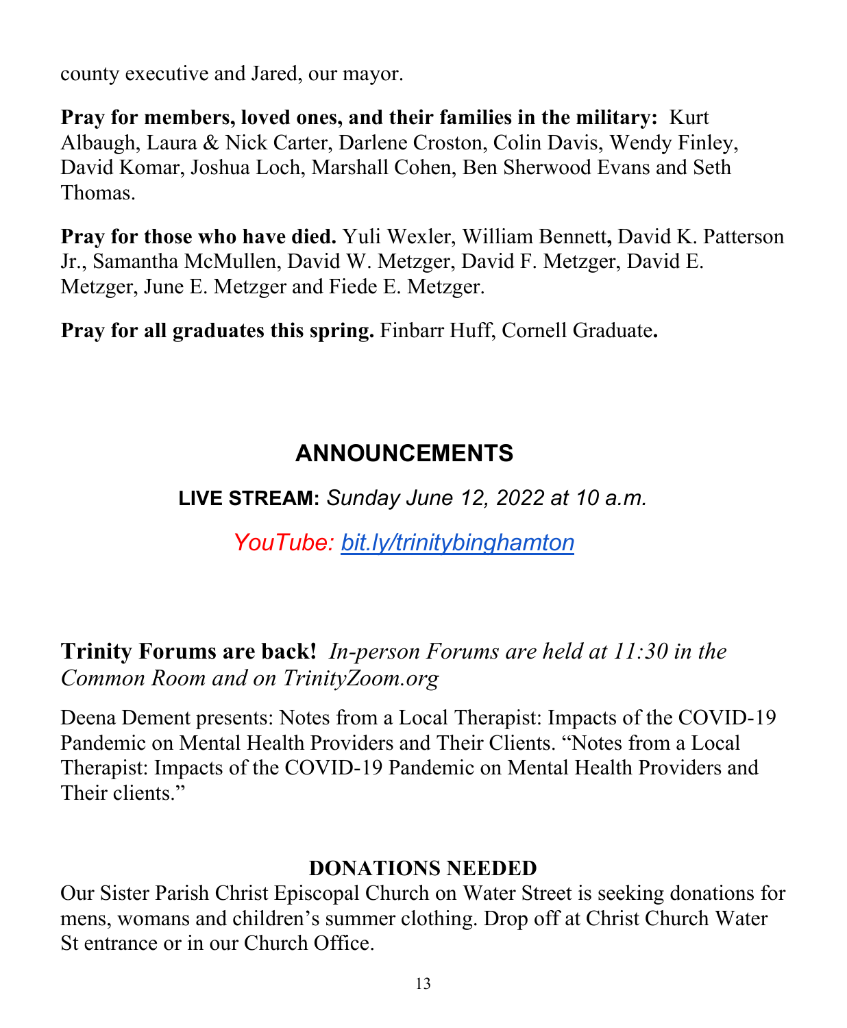county executive and Jared, our mayor.

**Pray for members, loved ones, and their families in the military:** Kurt Albaugh, Laura & Nick Carter, Darlene Croston, Colin Davis, Wendy Finley, David Komar, Joshua Loch, Marshall Cohen, Ben Sherwood Evans and Seth Thomas.

**Pray for those who have died.** Yuli Wexler, William Bennett**,** David K. Patterson Jr., Samantha McMullen, David W. Metzger, David F. Metzger, David E. Metzger, June E. Metzger and Fiede E. Metzger.

**Pray for all graduates this spring.** Finbarr Huff, Cornell Graduate**.**

## ANNOUNCEMENTS

**LIVE STREAM:** *Sunday June 12, 2022 at 10 a.m.*

*YouTube: bit.ly/trinitybinghamton*

**Trinity Forums are back!** *In-person Forums are held at 11:30 in the Common Room and on TrinityZoom.org*

Deena Dement presents: Notes from a Local Therapist: Impacts of the COVID-19 Pandemic on Mental Health Providers and Their Clients. "Notes from a Local Therapist: Impacts of the COVID-19 Pandemic on Mental Health Providers and Their clients."

**DONATIONS NEEDED**

Our Sister Parish Christ Episcopal Church on Water Street is seeking donations for mens, womans and children's summer clothing. Drop off at Christ Church Water St entrance or in our Church Office.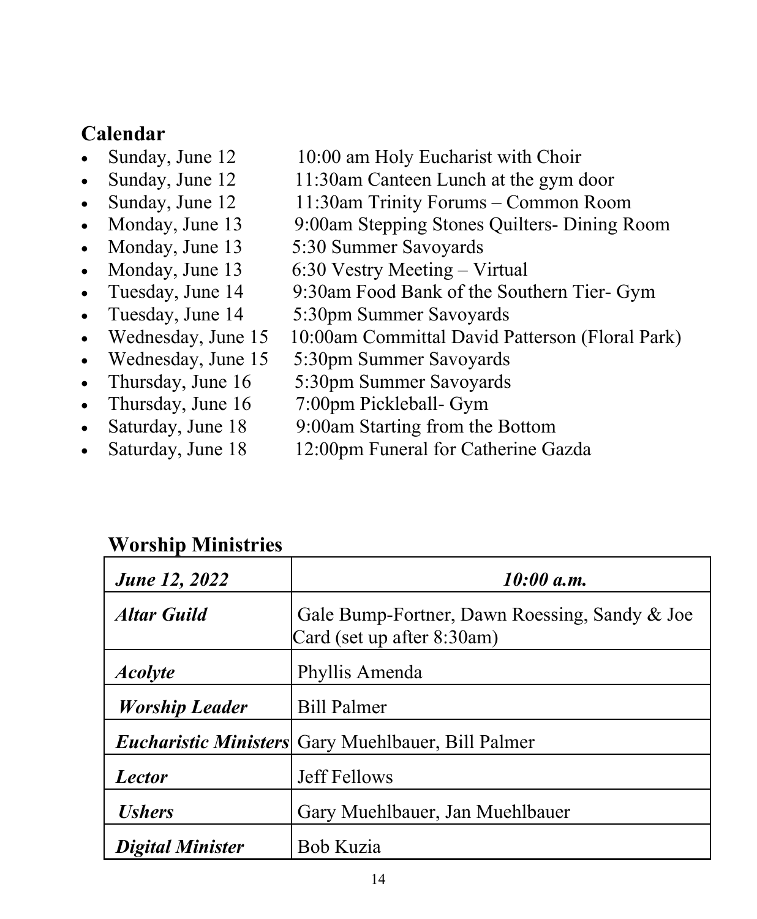## Calendar

- Sunday, June 12 10:00 am Holy Eucharist with Choir
- Sunday, June 12 11:30am Canteen Lunch at the gym door
- Sunday, June 12 11:30am Trinity Forums – Common Room
- Monday, June 13 9:00am Stepping Stones Quilters- Dining Room
- Monday, June 13 5:30 Summer Savoyards
- Monday, June 13 6:30 Vestry Meeting – Virtual
- Tuesday, June 14 9:30am Food Bank of the Southern Tier- Gym
- Tuesday, June 14 5:30pm Summer Savoyards
- Wednesday, June 15 10:00am Committal David Patterson (Floral Park)
- Wednesday, June 15 5:30pm Summer Savoyards
- Thursday, June 16 5:30pm Summer Savoyards
- Thursday, June 16 7:00pm Pickleball- Gym
- Saturday, June 18 9:00am Starting from the Bottom
- Saturday, June 18 12:00pm Funeral for Catherine Gazda

## Worship Ministries

| ***June 12, 2022*** | ***10:00 a.m.*** |
|---|---|
| ***Altar Guild*** | Gale Bump-Fortner, Dawn Roessing, Sandy & Joe Card (set up after 8:30am) |
| ***Acolyte*** | Phyllis Amenda |
| ***Worship Leader*** | Bill Palmer |
| ***Eucharistic Ministers*** | Gary Muehlbauer, Bill Palmer |
| ***Lector*** | Jeff Fellows |
| ***Ushers*** | Gary Muehlbauer, Jan Muehlbauer |
| ***Digital Minister*** | Bob Kuzia |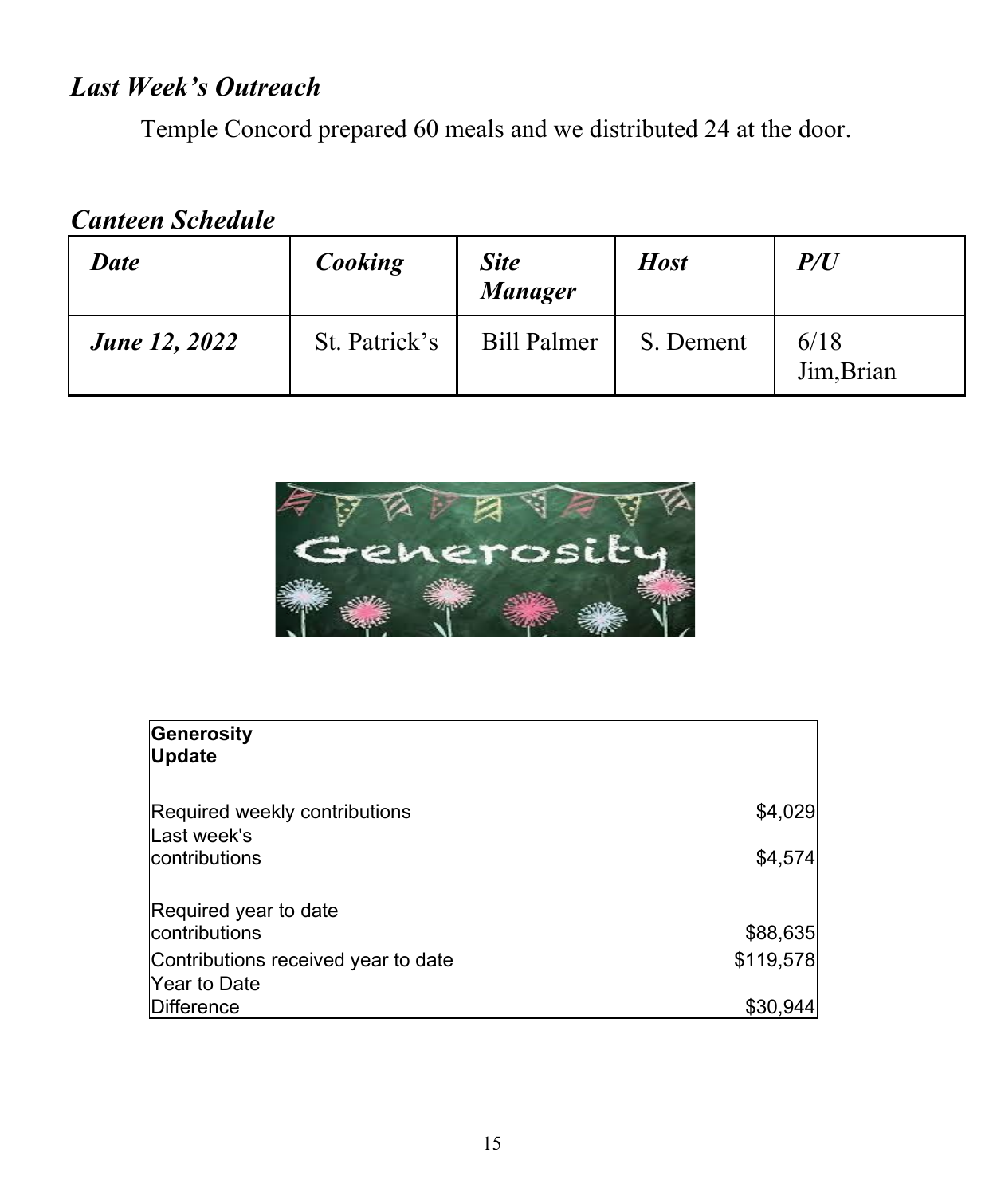### *Last Week's Outreach*

Temple Concord prepared 60 meals and we distributed 24 at the door.

### *Canteen Schedule*

| ***Date*** | ***Cooking*** | ***Site Manager*** | ***Host*** | ***P/U*** |
|---|---|---|---|---|
| ***June 12, 2022*** | St. Patrick's | Bill Palmer | S. Dement | 6/18 Jim,Brian |

| **Generosity Update** | |
|---|---|
| Required weekly contributions | $4,029 |
| Last week's contributions | $4,574 |
| Required year to date contributions | $88,635 |
| Contributions received year to date | $119,578 |
| Year to Date Difference | $30,944 |